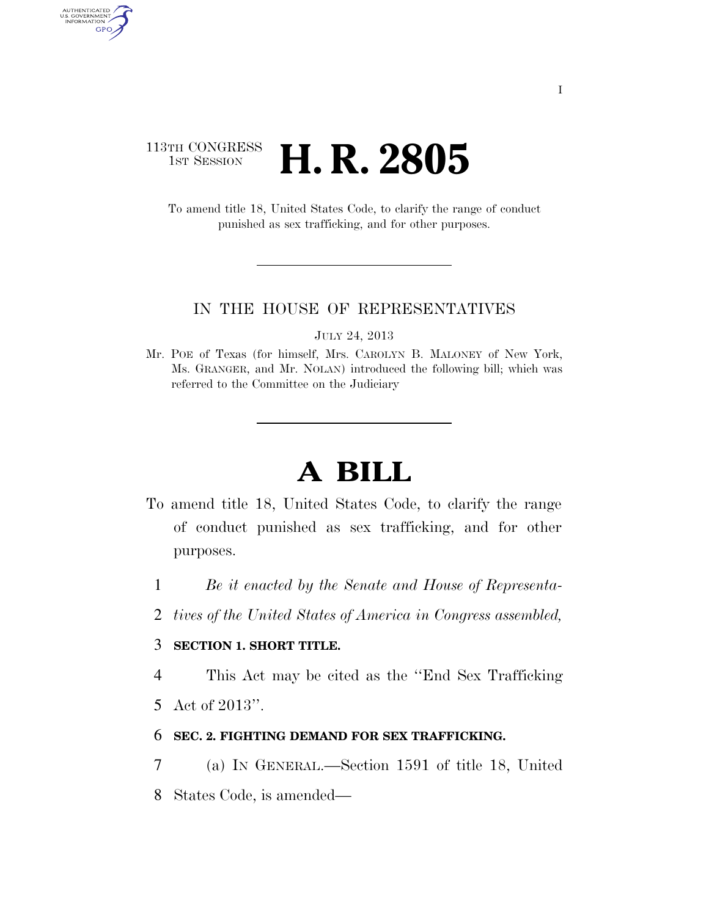113TH CONGRESS
1ST SESSION

# H. R. 2805

To amend title 18, United States Code, to clarify the range of conduct punished as sex trafficking, and for other purposes.

IN THE HOUSE OF REPRESENTATIVES

JULY 24, 2013

Mr. POE of Texas (for himself, Mrs. CAROLYN B. MALONEY of New York, Ms. GRANGER, and Mr. NOLAN) introduced the following bill; which was referred to the Committee on the Judiciary

# A BILL

To amend title 18, United States Code, to clarify the range of conduct punished as sex trafficking, and for other purposes.

1 *Be it enacted by the Senate and House of Representa-*
2 *tives of the United States of America in Congress assembled,*

3 **SECTION 1. SHORT TITLE.**

4 This Act may be cited as the ''End Sex Trafficking
5 Act of 2013''.

6 **SEC. 2. FIGHTING DEMAND FOR SEX TRAFFICKING.**

7 (a) IN GENERAL.—Section 1591 of title 18, United
8 States Code, is amended—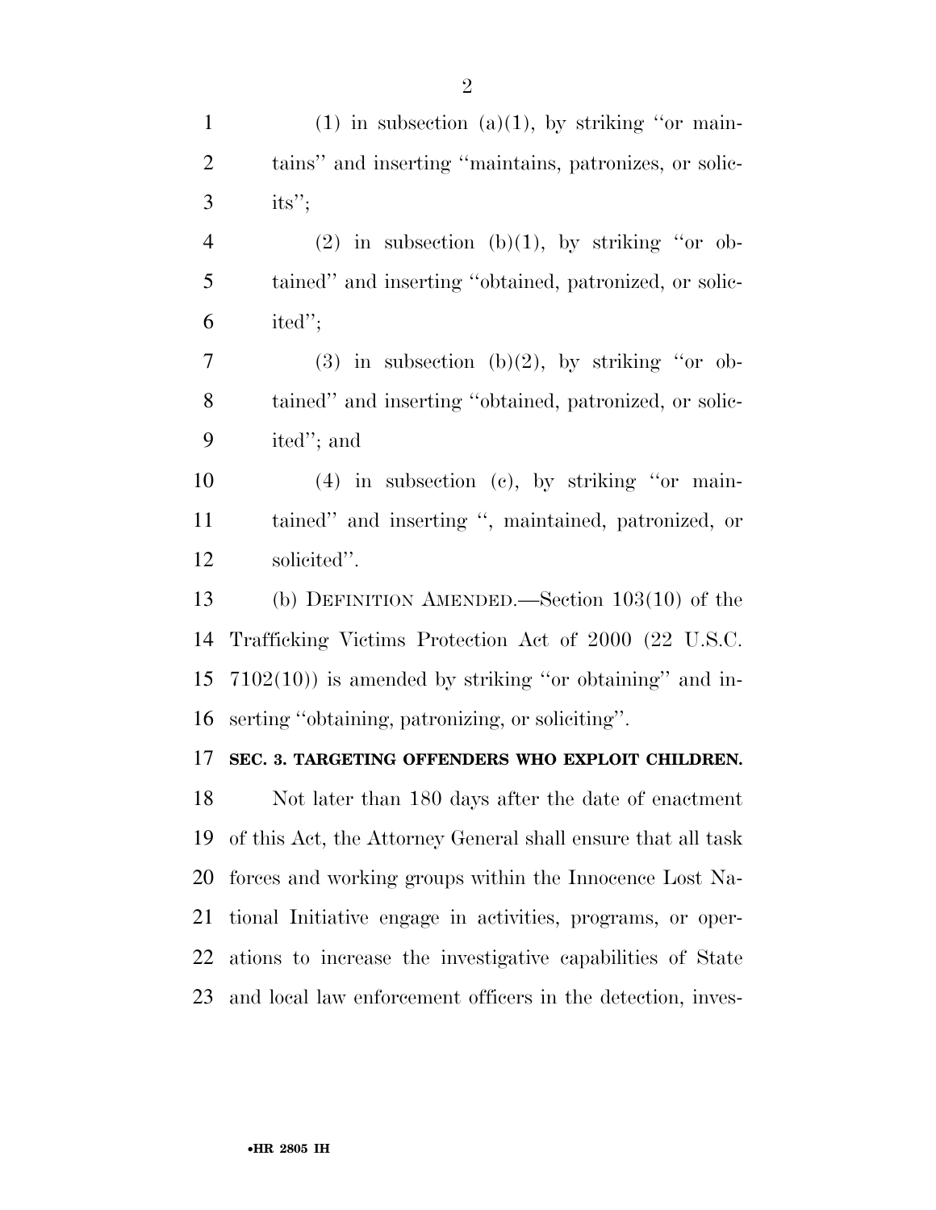(1) in subsection (a)(1), by striking "or maintains" and inserting "maintains, patronizes, or solicits";

(2) in subsection (b)(1), by striking "or obtained" and inserting "obtained, patronized, or solicited";

(3) in subsection (b)(2), by striking "or obtained" and inserting "obtained, patronized, or solicited"; and

(4) in subsection (c), by striking "or maintained" and inserting ", maintained, patronized, or solicited".

(b) DEFINITION AMENDED.—Section 103(10) of the Trafficking Victims Protection Act of 2000 (22 U.S.C. 7102(10)) is amended by striking "or obtaining" and inserting "obtaining, patronizing, or soliciting".

**SEC. 3. TARGETING OFFENDERS WHO EXPLOIT CHILDREN.**

Not later than 180 days after the date of enactment of this Act, the Attorney General shall ensure that all task forces and working groups within the Innocence Lost National Initiative engage in activities, programs, or operations to increase the investigative capabilities of State and local law enforcement officers in the detection, inves-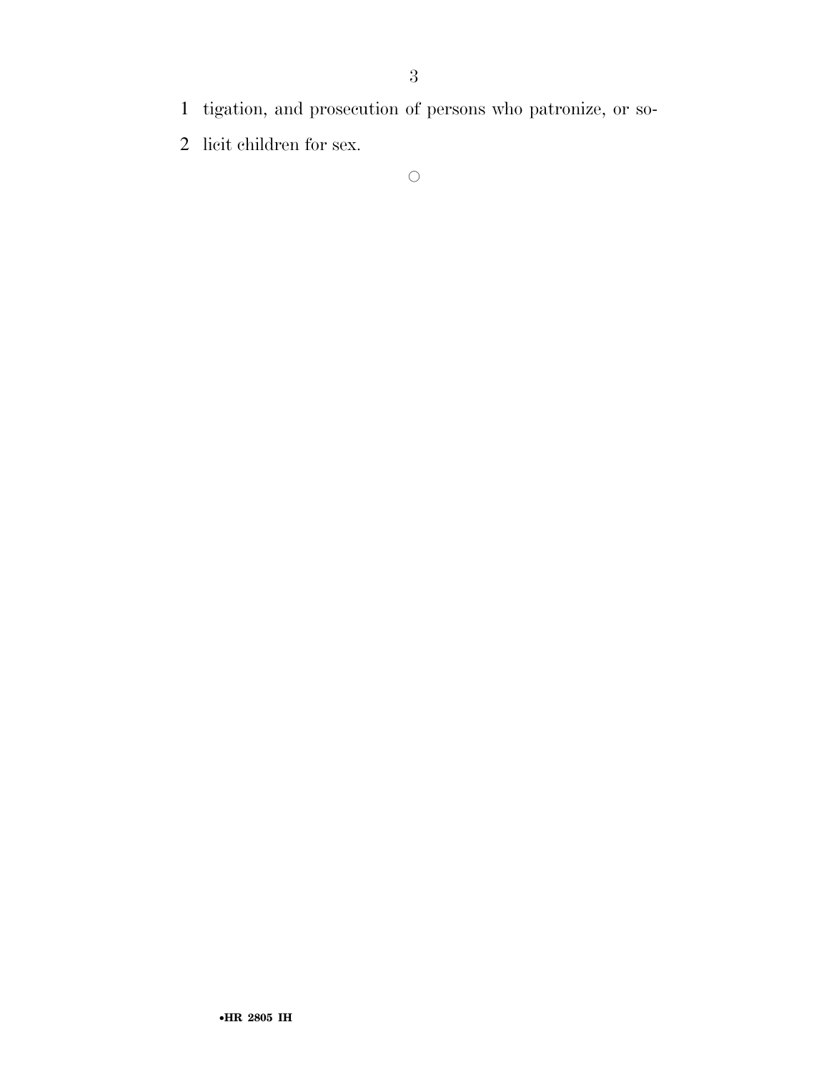tigation, and prosecution of persons who patronize, or solicit children for sex.

○